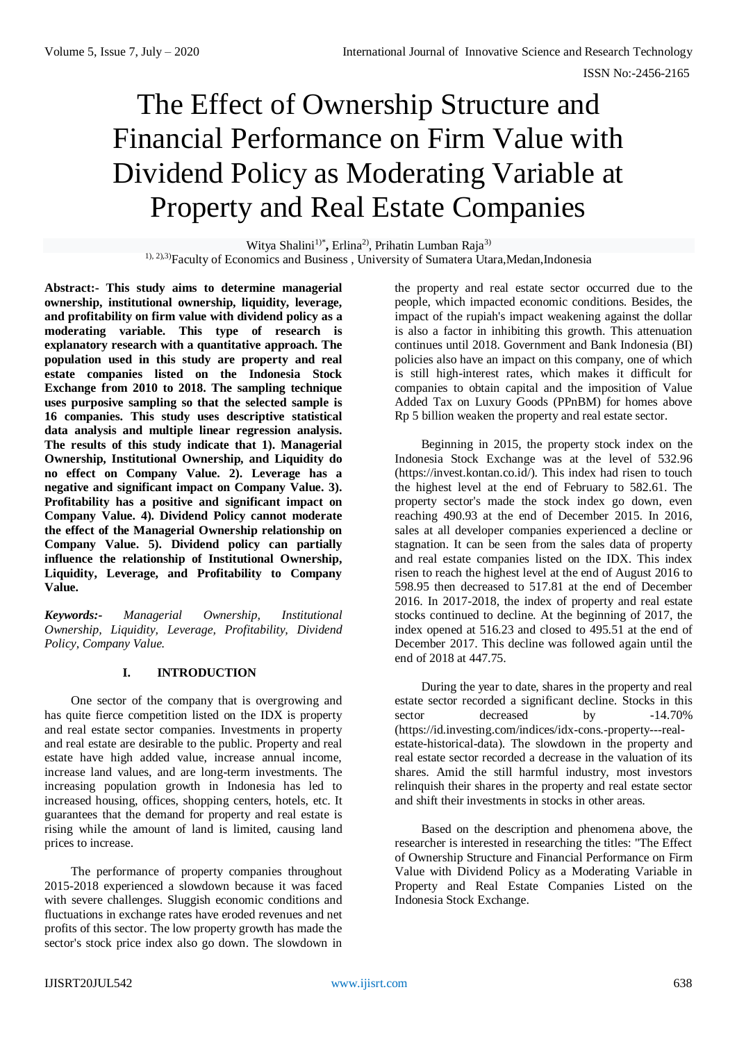# The Effect of Ownership Structure and Financial Performance on Firm Value with Dividend Policy as Moderating Variable at Property and Real Estate Companies

Witya Shalini[1)*], Erlina[2)], Prihatin Lumban Raja[3)]

[1), 2),3)]Faculty of Economics and Business , University of Sumatera Utara,Medan,Indonesia

**Abstract:- This study aims to determine managerial ownership, institutional ownership, liquidity, leverage, and profitability on firm value with dividend policy as a moderating variable. This type of research is explanatory research with a quantitative approach. The population used in this study are property and real estate companies listed on the Indonesia Stock Exchange from 2010 to 2018. The sampling technique uses purposive sampling so that the selected sample is 16 companies. This study uses descriptive statistical data analysis and multiple linear regression analysis. The results of this study indicate that 1). Managerial Ownership, Institutional Ownership, and Liquidity do no effect on Company Value. 2). Leverage has a negative and significant impact on Company Value. 3). Profitability has a positive and significant impact on Company Value. 4). Dividend Policy cannot moderate the effect of the Managerial Ownership relationship on Company Value. 5). Dividend policy can partially influence the relationship of Institutional Ownership, Liquidity, Leverage, and Profitability to Company Value.**

***Keywords:-** Managerial Ownership, Institutional Ownership, Liquidity, Leverage, Profitability, Dividend Policy, Company Value.*

## I. INTRODUCTION

One sector of the company that is overgrowing and has quite fierce competition listed on the IDX is property and real estate sector companies. Investments in property and real estate are desirable to the public. Property and real estate have high added value, increase annual income, increase land values, and are long-term investments. The increasing population growth in Indonesia has led to increased housing, offices, shopping centers, hotels, etc. It guarantees that the demand for property and real estate is rising while the amount of land is limited, causing land prices to increase.

The performance of property companies throughout 2015-2018 experienced a slowdown because it was faced with severe challenges. Sluggish economic conditions and fluctuations in exchange rates have eroded revenues and net profits of this sector. The low property growth has made the sector's stock price index also go down. The slowdown in the property and real estate sector occurred due to the people, which impacted economic conditions. Besides, the impact of the rupiah's impact weakening against the dollar is also a factor in inhibiting this growth. This attenuation continues until 2018. Government and Bank Indonesia (BI) policies also have an impact on this company, one of which is still high-interest rates, which makes it difficult for companies to obtain capital and the imposition of Value Added Tax on Luxury Goods (PPnBM) for homes above Rp 5 billion weaken the property and real estate sector.

Beginning in 2015, the property stock index on the Indonesia Stock Exchange was at the level of 532.96 (https://invest.kontan.co.id/). This index had risen to touch the highest level at the end of February to 582.61. The property sector's made the stock index go down, even reaching 490.93 at the end of December 2015. In 2016, sales at all developer companies experienced a decline or stagnation. It can be seen from the sales data of property and real estate companies listed on the IDX. This index risen to reach the highest level at the end of August 2016 to 598.95 then decreased to 517.81 at the end of December 2016. In 2017-2018, the index of property and real estate stocks continued to decline. At the beginning of 2017, the index opened at 516.23 and closed to 495.51 at the end of December 2017. This decline was followed again until the end of 2018 at 447.75.

During the year to date, shares in the property and real estate sector recorded a significant decline. Stocks in this sector decreased by -14.70% (https://id.investing.com/indices/idx-cons.-property---real-estate-historical-data). The slowdown in the property and real estate sector recorded a decrease in the valuation of its shares. Amid the still harmful industry, most investors relinquish their shares in the property and real estate sector and shift their investments in stocks in other areas.

Based on the description and phenomena above, the researcher is interested in researching the titles: "The Effect of Ownership Structure and Financial Performance on Firm Value with Dividend Policy as a Moderating Variable in Property and Real Estate Companies Listed on the Indonesia Stock Exchange.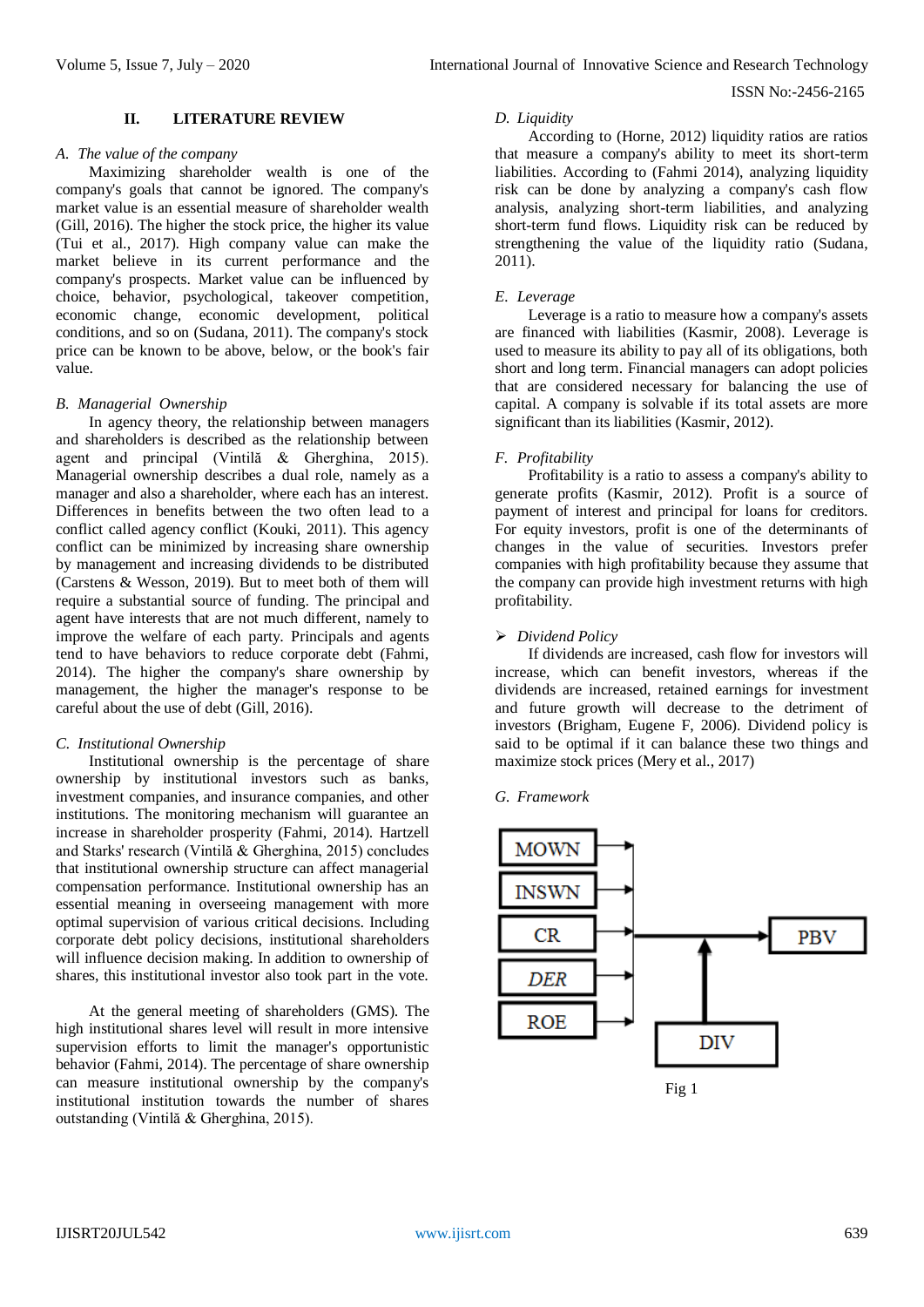## II. LITERATURE REVIEW

### *A. The value of the company*

Maximizing shareholder wealth is one of the company's goals that cannot be ignored. The company's market value is an essential measure of shareholder wealth (Gill, 2016). The higher the stock price, the higher its value (Tui et al., 2017). High company value can make the market believe in its current performance and the company's prospects. Market value can be influenced by choice, behavior, psychological, takeover competition, economic change, economic development, political conditions, and so on (Sudana, 2011). The company's stock price can be known to be above, below, or the book's fair value.

### *B. Managerial Ownership*

In agency theory, the relationship between managers and shareholders is described as the relationship between agent and principal (Vintilă & Gherghina, 2015). Managerial ownership describes a dual role, namely as a manager and also a shareholder, where each has an interest. Differences in benefits between the two often lead to a conflict called agency conflict (Kouki, 2011). This agency conflict can be minimized by increasing share ownership by management and increasing dividends to be distributed (Carstens & Wesson, 2019). But to meet both of them will require a substantial source of funding. The principal and agent have interests that are not much different, namely to improve the welfare of each party. Principals and agents tend to have behaviors to reduce corporate debt (Fahmi, 2014). The higher the company's share ownership by management, the higher the manager's response to be careful about the use of debt (Gill, 2016).

### *C. Institutional Ownership*

Institutional ownership is the percentage of share ownership by institutional investors such as banks, investment companies, and insurance companies, and other institutions. The monitoring mechanism will guarantee an increase in shareholder prosperity (Fahmi, 2014). Hartzell and Starks' research (Vintilă & Gherghina, 2015) concludes that institutional ownership structure can affect managerial compensation performance. Institutional ownership has an essential meaning in overseeing management with more optimal supervision of various critical decisions. Including corporate debt policy decisions, institutional shareholders will influence decision making. In addition to ownership of shares, this institutional investor also took part in the vote.

At the general meeting of shareholders (GMS). The high institutional shares level will result in more intensive supervision efforts to limit the manager's opportunistic behavior (Fahmi, 2014). The percentage of share ownership can measure institutional ownership by the company's institutional institution towards the number of shares outstanding (Vintilă & Gherghina, 2015).

### *D. Liquidity*

According to (Horne, 2012) liquidity ratios are ratios that measure a company's ability to meet its short-term liabilities. According to (Fahmi 2014), analyzing liquidity risk can be done by analyzing a company's cash flow analysis, analyzing short-term liabilities, and analyzing short-term fund flows. Liquidity risk can be reduced by strengthening the value of the liquidity ratio (Sudana, 2011).

### *E. Leverage*

Leverage is a ratio to measure how a company's assets are financed with liabilities (Kasmir, 2008). Leverage is used to measure its ability to pay all of its obligations, both short and long term. Financial managers can adopt policies that are considered necessary for balancing the use of capital. A company is solvable if its total assets are more significant than its liabilities (Kasmir, 2012).

### *F. Profitability*

Profitability is a ratio to assess a company's ability to generate profits (Kasmir, 2012). Profit is a source of payment of interest and principal for loans for creditors. For equity investors, profit is one of the determinants of changes in the value of securities. Investors prefer companies with high profitability because they assume that the company can provide high investment returns with high profitability.

- *Dividend Policy*

If dividends are increased, cash flow for investors will increase, which can benefit investors, whereas if the dividends are increased, retained earnings for investment and future growth will decrease to the detriment of investors (Brigham, Eugene F, 2006). Dividend policy is said to be optimal if it can balance these two things and maximize stock prices (Mery et al., 2017)

### *G. Framework*

MOWN → PBV
INSWN → PBV
CR → PBV
*DER* → PBV
ROE → PBV
DIV → (moderates the relationships toward PBV)

Fig 1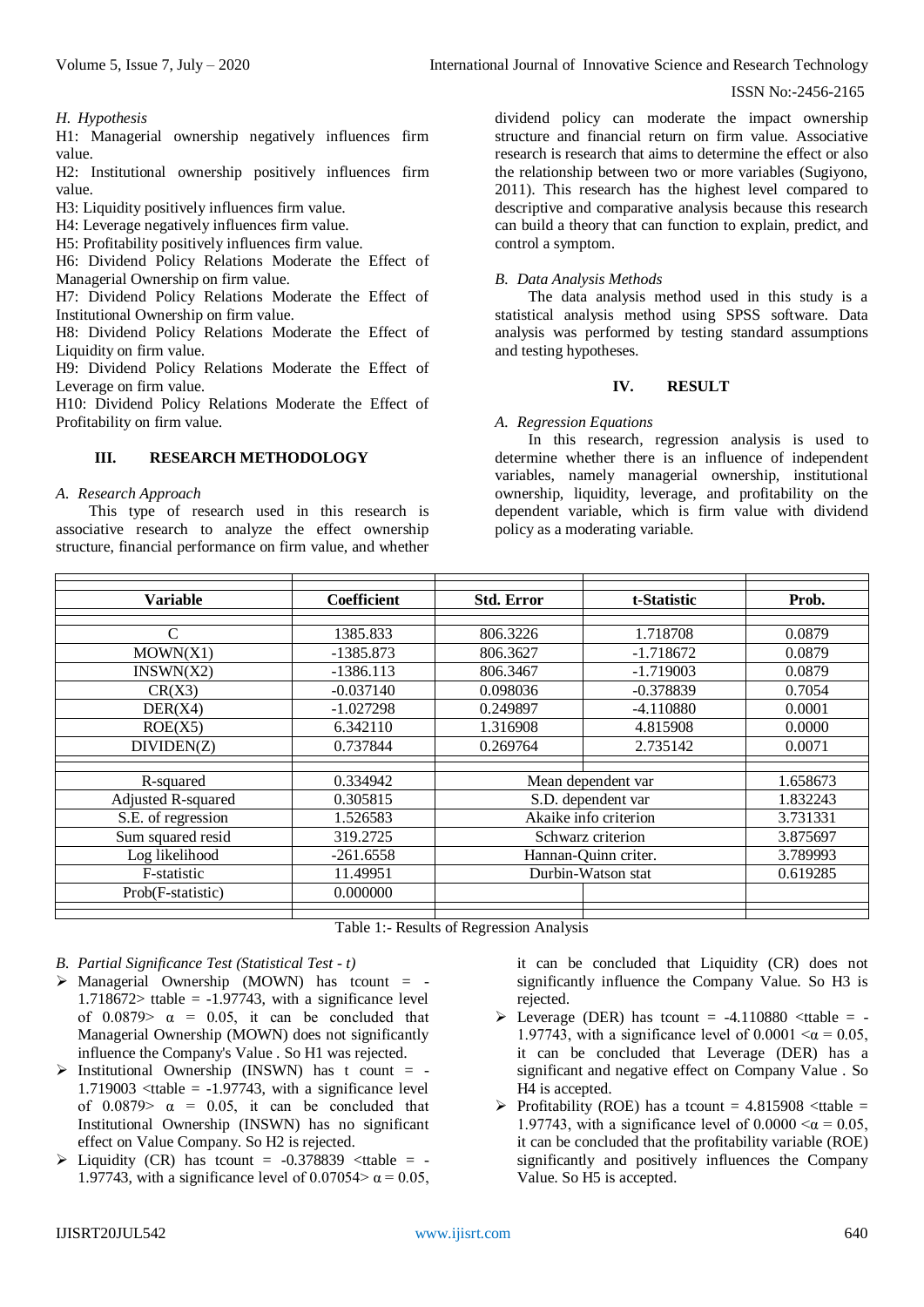### H. Hypothesis

H1: Managerial ownership negatively influences firm value.

H2: Institutional ownership positively influences firm value.

H3: Liquidity positively influences firm value.

H4: Leverage negatively influences firm value.

H5: Profitability positively influences firm value.

H6: Dividend Policy Relations Moderate the Effect of Managerial Ownership on firm value.

H7: Dividend Policy Relations Moderate the Effect of Institutional Ownership on firm value.

H8: Dividend Policy Relations Moderate the Effect of Liquidity on firm value.

H9: Dividend Policy Relations Moderate the Effect of Leverage on firm value.

H10: Dividend Policy Relations Moderate the Effect of Profitability on firm value.

## III. RESEARCH METHODOLOGY

### A. Research Approach

This type of research used in this research is associative research to analyze the effect ownership structure, financial performance on firm value, and whether dividend policy can moderate the impact ownership structure and financial return on firm value. Associative research is research that aims to determine the effect or also the relationship between two or more variables (Sugiyono, 2011). This research has the highest level compared to descriptive and comparative analysis because this research can build a theory that can function to explain, predict, and control a symptom.

### B. Data Analysis Methods

The data analysis method used in this study is a statistical analysis method using SPSS software. Data analysis was performed by testing standard assumptions and testing hypotheses.

## IV. RESULT

### A. Regression Equations

In this research, regression analysis is used to determine whether there is an influence of independent variables, namely managerial ownership, institutional ownership, liquidity, leverage, and profitability on the dependent variable, which is firm value with dividend policy as a moderating variable.

| Variable | Coefficient | Std. Error | t-Statistic | Prob. |
|---|---|---|---|---|
| C | 1385.833 | 806.3226 | 1.718708 | 0.0879 |
| MOWN(X1) | -1385.873 | 806.3627 | -1.718672 | 0.0879 |
| INSWN(X2) | -1386.113 | 806.3467 | -1.719003 | 0.0879 |
| CR(X3) | -0.037140 | 0.098036 | -0.378839 | 0.7054 |
| DER(X4) | -1.027298 | 0.249897 | -4.110880 | 0.0001 |
| ROE(X5) | 6.342110 | 1.316908 | 4.815908 | 0.0000 |
| DIVIDEN(Z) | 0.737844 | 0.269764 | 2.735142 | 0.0071 |
| R-squared | 0.334942 | Mean dependent var | | 1.658673 |
| Adjusted R-squared | 0.305815 | S.D. dependent var | | 1.832243 |
| S.E. of regression | 1.526583 | Akaike info criterion | | 3.731331 |
| Sum squared resid | 319.2725 | Schwarz criterion | | 3.875697 |
| Log likelihood | -261.6558 | Hannan-Quinn criter. | | 3.789993 |
| F-statistic | 11.49951 | Durbin-Watson stat | | 0.619285 |
| Prob(F-statistic) | 0.000000 | | | |

Table 1:- Results of Regression Analysis

### B. Partial Significance Test (Statistical Test - t)

- Managerial Ownership (MOWN) has tcount = -1.718672> ttable = -1.97743, with a significance level of 0.0879> $\alpha$ = 0.05, it can be concluded that Managerial Ownership (MOWN) does not significantly influence the Company's Value . So H1 was rejected.
- Institutional Ownership (INSWN) has t count = -1.719003 <ttable = -1.97743, with a significance level of 0.0879> $\alpha$ = 0.05, it can be concluded that Institutional Ownership (INSWN) has no significant effect on Value Company. So H2 is rejected.
- Liquidity (CR) has tcount = -0.378839 <ttable = -1.97743, with a significance level of 0.07054> $\alpha$ = 0.05, it can be concluded that Liquidity (CR) does not significantly influence the Company Value. So H3 is rejected.
- Leverage (DER) has tcount = -4.110880 <ttable = -1.97743, with a significance level of 0.0001 <$\alpha$ = 0.05, it can be concluded that Leverage (DER) has a significant and negative effect on Company Value . So H4 is accepted.
- Profitability (ROE) has a tcount = 4.815908 <ttable = 1.97743, with a significance level of 0.0000 <$\alpha$ = 0.05, it can be concluded that the profitability variable (ROE) significantly and positively influences the Company Value. So H5 is accepted.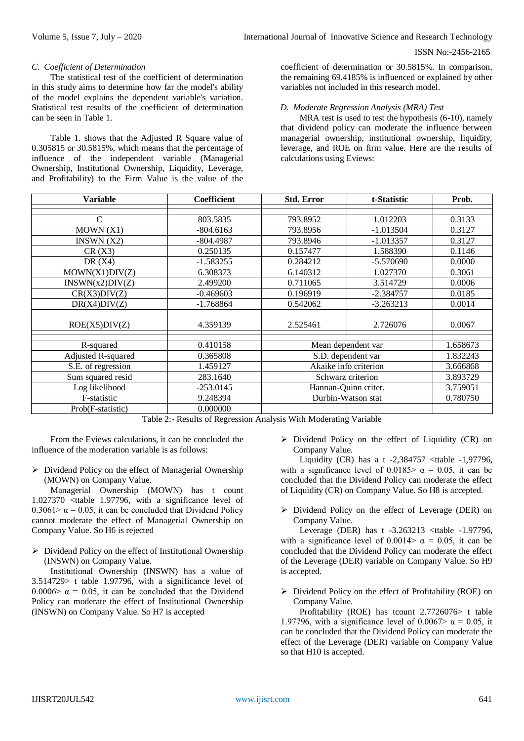### C. Coefficient of Determination

The statistical test of the coefficient of determination in this study aims to determine how far the model's ability of the model explains the dependent variable's variation. Statistical test results of the coefficient of determination can be seen in Table 1.

Table 1. shows that the Adjusted R Square value of 0.305815 or 30.5815%, which means that the percentage of influence of the independent variable (Managerial Ownership, Institutional Ownership, Liquidity, Leverage, and Profitability) to the Firm Value is the value of the coefficient of determination or 30.5815%. In comparison, the remaining 69.4185% is influenced or explained by other variables not included in this research model.

### D. Moderate Regression Analysis (MRA) Test

MRA test is used to test the hypothesis (6-10), namely that dividend policy can moderate the influence between managerial ownership, institutional ownership, liquidity, leverage, and ROE on firm value. Here are the results of calculations using Eviews:

| Variable | Coefficient | Std. Error | t-Statistic | Prob. |
|---|---|---|---|---|
| C | 803.5835 | 793.8952 | 1.012203 | 0.3133 |
| MOWN (X1) | -804.6163 | 793.8956 | -1.013504 | 0.3127 |
| INSWN (X2) | -804.4987 | 793.8946 | -1.013357 | 0.3127 |
| CR (X3) | 0.250135 | 0.157477 | 1.588390 | 0.1146 |
| DR (X4) | -1.583255 | 0.284212 | -5.570690 | 0.0000 |
| MOWN(X1)DIV(Z) | 6.308373 | 6.140312 | 1.027370 | 0.3061 |
| INSWN(x2)DIV(Z) | 2.499200 | 0.711065 | 3.514729 | 0.0006 |
| CR(X3)DIV(Z) | -0.469603 | 0.196919 | -2.384757 | 0.0185 |
| DR(X4)DIV(Z) | -1.768864 | 0.542062 | -3.263213 | 0.0014 |
| ROE(X5)DIV(Z) | 4.359139 | 2.525461 | 2.726076 | 0.0067 |
| R-squared | 0.410158 | Mean dependent var | | 1.658673 |
| Adjusted R-squared | 0.365808 | S.D. dependent var | | 1.832243 |
| S.E. of regression | 1.459127 | Akaike info criterion | | 3.666868 |
| Sum squared resid | 283.1640 | Schwarz criterion | | 3.893729 |
| Log likelihood | -253.0145 | Hannan-Quinn criter. | | 3.759051 |
| F-statistic | 9.248394 | Durbin-Watson stat | | 0.780750 |
| Prob(F-statistic) | 0.000000 | | | |

Table 2:- Results of Regression Analysis With Moderating Variable

From the Eviews calculations, it can be concluded the influence of the moderation variable is as follows:

- Dividend Policy on the effect of Managerial Ownership (MOWN) on Company Value.

Managerial Ownership (MOWN) has t count 1.027370 <ttable 1.97796, with a significance level of 0.3061> α = 0.05, it can be concluded that Dividend Policy cannot moderate the effect of Managerial Ownership on Company Value. So H6 is rejected

- Dividend Policy on the effect of Institutional Ownership (INSWN) on Company Value.

Institutional Ownership (INSWN) has a value of 3.514729> t table 1.97796, with a significance level of 0.0006> α = 0.05, it can be concluded that the Dividend Policy can moderate the effect of Institutional Ownership (INSWN) on Company Value. So H7 is accepted

- Dividend Policy on the effect of Liquidity (CR) on Company Value.

Liquidity (CR) has a t -2,384757 <ttable -1,97796, with a significance level of 0.0185> α = 0.05, it can be concluded that the Dividend Policy can moderate the effect of Liquidity (CR) on Company Value. So H8 is accepted.

- Dividend Policy on the effect of Leverage (DER) on Company Value.

Leverage (DER) has t -3.263213 <ttable -1.97796, with a significance level of 0.0014> α = 0.05, it can be concluded that the Dividend Policy can moderate the effect of the Leverage (DER) variable on Company Value. So H9 is accepted.

- Dividend Policy on the effect of Profitability (ROE) on Company Value.

Profitability (ROE) has tcount 2.7726076> t table 1.97796, with a significance level of 0.0067> α = 0.05, it can be concluded that the Dividend Policy can moderate the effect of the Leverage (DER) variable on Company Value so that H10 is accepted.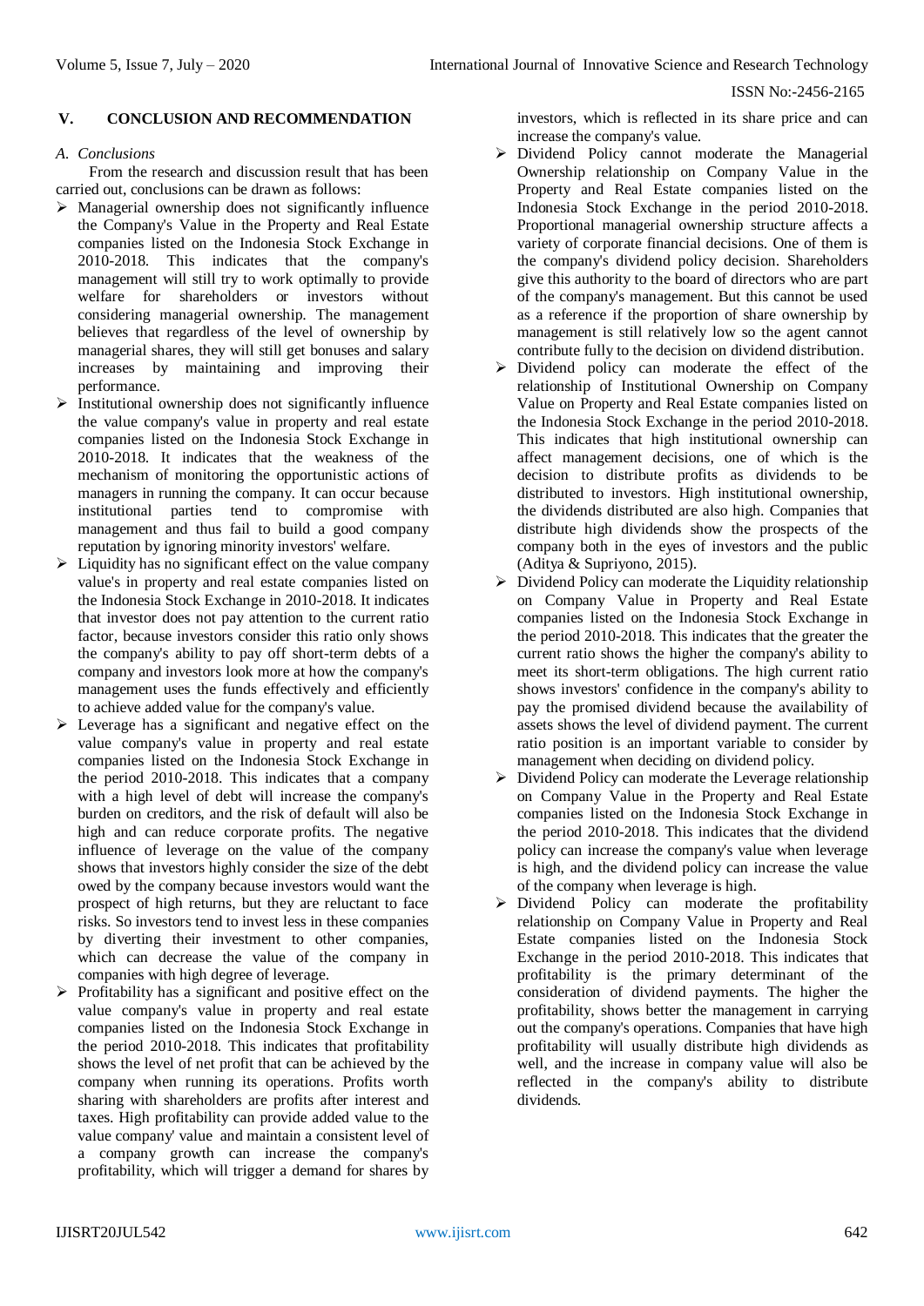## V. CONCLUSION AND RECOMMENDATION

### *A. Conclusions*

From the research and discussion result that has been carried out, conclusions can be drawn as follows:

- Managerial ownership does not significantly influence the Company's Value in the Property and Real Estate companies listed on the Indonesia Stock Exchange in 2010-2018. This indicates that the company's management will still try to work optimally to provide welfare for shareholders or investors without considering managerial ownership. The management believes that regardless of the level of ownership by managerial shares, they will still get bonuses and salary increases by maintaining and improving their performance.
- Institutional ownership does not significantly influence the value company's value in property and real estate companies listed on the Indonesia Stock Exchange in 2010-2018. It indicates that the weakness of the mechanism of monitoring the opportunistic actions of managers in running the company. It can occur because institutional parties tend to compromise with management and thus fail to build a good company reputation by ignoring minority investors' welfare.
- Liquidity has no significant effect on the value company value's in property and real estate companies listed on the Indonesia Stock Exchange in 2010-2018. It indicates that investor does not pay attention to the current ratio factor, because investors consider this ratio only shows the company's ability to pay off short-term debts of a company and investors look more at how the company's management uses the funds effectively and efficiently to achieve added value for the company's value.
- Leverage has a significant and negative effect on the value company's value in property and real estate companies listed on the Indonesia Stock Exchange in the period 2010-2018. This indicates that a company with a high level of debt will increase the company's burden on creditors, and the risk of default will also be high and can reduce corporate profits. The negative influence of leverage on the value of the company shows that investors highly consider the size of the debt owed by the company because investors would want the prospect of high returns, but they are reluctant to face risks. So investors tend to invest less in these companies by diverting their investment to other companies, which can decrease the value of the company in companies with high degree of leverage.
- Profitability has a significant and positive effect on the value company's value in property and real estate companies listed on the Indonesia Stock Exchange in the period 2010-2018. This indicates that profitability shows the level of net profit that can be achieved by the company when running its operations. Profits worth sharing with shareholders are profits after interest and taxes. High profitability can provide added value to the value company' value and maintain a consistent level of a company growth can increase the company's profitability, which will trigger a demand for shares by investors, which is reflected in its share price and can increase the company's value.
- Dividend Policy cannot moderate the Managerial Ownership relationship on Company Value in the Property and Real Estate companies listed on the Indonesia Stock Exchange in the period 2010-2018. Proportional managerial ownership structure affects a variety of corporate financial decisions. One of them is the company's dividend policy decision. Shareholders give this authority to the board of directors who are part of the company's management. But this cannot be used as a reference if the proportion of share ownership by management is still relatively low so the agent cannot contribute fully to the decision on dividend distribution.
- Dividend policy can moderate the effect of the relationship of Institutional Ownership on Company Value on Property and Real Estate companies listed on the Indonesia Stock Exchange in the period 2010-2018. This indicates that high institutional ownership can affect management decisions, one of which is the decision to distribute profits as dividends to be distributed to investors. High institutional ownership, the dividends distributed are also high. Companies that distribute high dividends show the prospects of the company both in the eyes of investors and the public (Aditya & Supriyono, 2015).
- Dividend Policy can moderate the Liquidity relationship on Company Value in Property and Real Estate companies listed on the Indonesia Stock Exchange in the period 2010-2018. This indicates that the greater the current ratio shows the higher the company's ability to meet its short-term obligations. The high current ratio shows investors' confidence in the company's ability to pay the promised dividend because the availability of assets shows the level of dividend payment. The current ratio position is an important variable to consider by management when deciding on dividend policy.
- Dividend Policy can moderate the Leverage relationship on Company Value in the Property and Real Estate companies listed on the Indonesia Stock Exchange in the period 2010-2018. This indicates that the dividend policy can increase the company's value when leverage is high, and the dividend policy can increase the value of the company when leverage is high.
- Dividend Policy can moderate the profitability relationship on Company Value in Property and Real Estate companies listed on the Indonesia Stock Exchange in the period 2010-2018. This indicates that profitability is the primary determinant of the consideration of dividend payments. The higher the profitability, shows better the management in carrying out the company's operations. Companies that have high profitability will usually distribute high dividends as well, and the increase in company value will also be reflected in the company's ability to distribute dividends.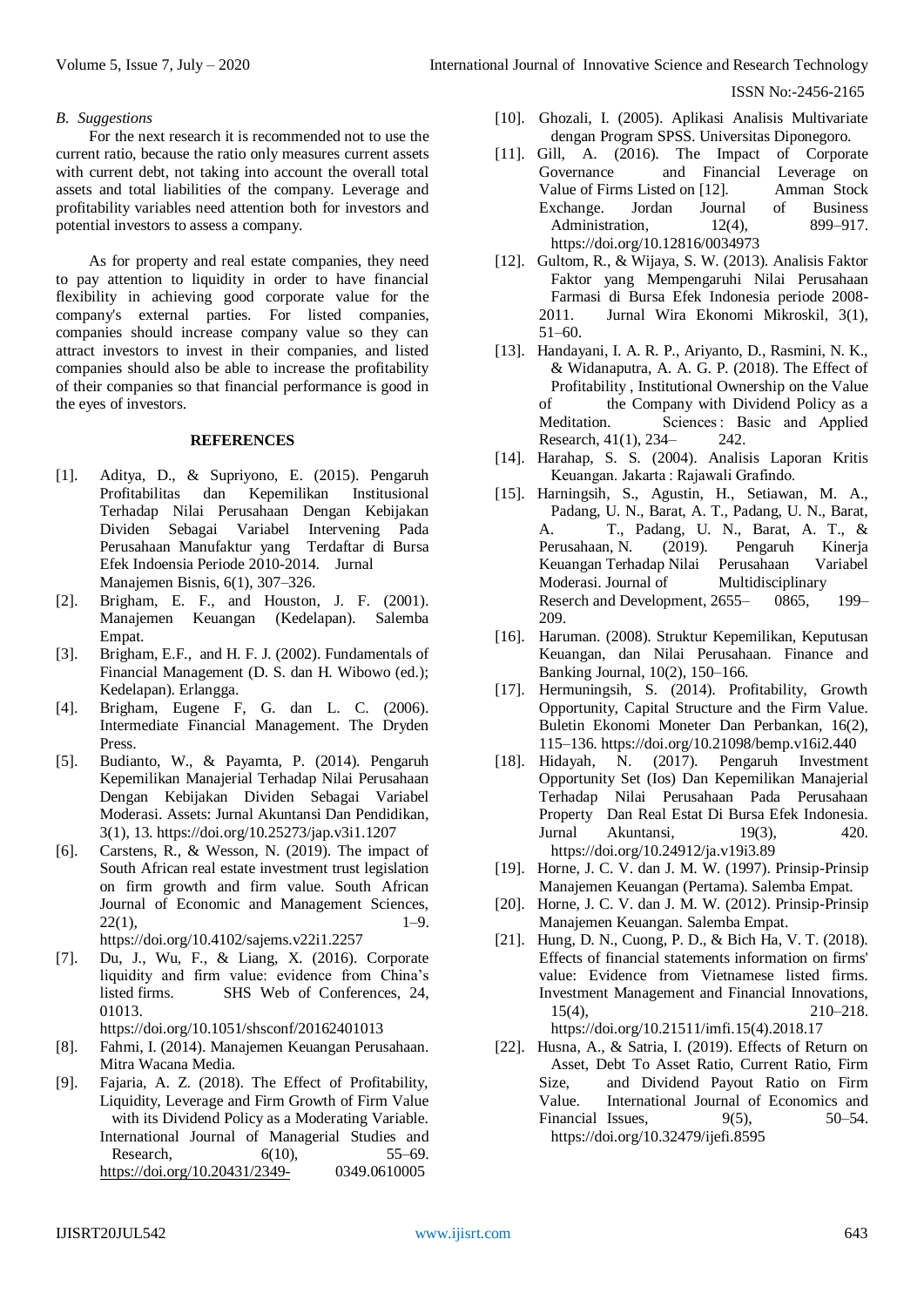### B. Suggestions

For the next research it is recommended not to use the current ratio, because the ratio only measures current assets with current debt, not taking into account the overall total assets and total liabilities of the company. Leverage and profitability variables need attention both for investors and potential investors to assess a company.

As for property and real estate companies, they need to pay attention to liquidity in order to have financial flexibility in achieving good corporate value for the company's external parties. For listed companies, companies should increase company value so they can attract investors to invest in their companies, and listed companies should also be able to increase the profitability of their companies so that financial performance is good in the eyes of investors.

## REFERENCES

[1]. Aditya, D., & Supriyono, E. (2015). Pengaruh Profitabilitas dan Kepemilikan Institusional Terhadap Nilai Perusahaan Dengan Kebijakan Dividen Sebagai Variabel Intervening Pada Perusahaan Manufaktur yang Terdaftar di Bursa Efek Indoensia Periode 2010-2014. Jurnal Manajemen Bisnis, 6(1), 307–326.

[2]. Brigham, E. F., and Houston, J. F. (2001). Manajemen Keuangan (Kedelapan). Salemba Empat.

[3]. Brigham, E.F., and H. F. J. (2002). Fundamentals of Financial Management (D. S. dan H. Wibowo (ed.); Kedelapan). Erlangga.

[4]. Brigham, Eugene F, G. dan L. C. (2006). Intermediate Financial Management. The Dryden Press.

[5]. Budianto, W., & Payamta, P. (2014). Pengaruh Kepemilikan Manajerial Terhadap Nilai Perusahaan Dengan Kebijakan Dividen Sebagai Variabel Moderasi. Assets: Jurnal Akuntansi Dan Pendidikan, 3(1), 13. https://doi.org/10.25273/jap.v3i1.1207

[6]. Carstens, R., & Wesson, N. (2019). The impact of South African real estate investment trust legislation on firm growth and firm value. South African Journal of Economic and Management Sciences, 22(1), 1–9. https://doi.org/10.4102/sajems.v22i1.2257

[7]. Du, J., Wu, F., & Liang, X. (2016). Corporate liquidity and firm value: evidence from China's listed firms. SHS Web of Conferences, 24, 01013. https://doi.org/10.1051/shsconf/20162401013

[8]. Fahmi, I. (2014). Manajemen Keuangan Perusahaan. Mitra Wacana Media.

[9]. Fajaria, A. Z. (2018). The Effect of Profitability, Liquidity, Leverage and Firm Growth of Firm Value with its Dividend Policy as a Moderating Variable. International Journal of Managerial Studies and Research, 6(10), 55–69. https://doi.org/10.20431/2349-0349.0610005

[10]. Ghozali, I. (2005). Aplikasi Analisis Multivariate dengan Program SPSS. Universitas Diponegoro.

[11]. Gill, A. (2016). The Impact of Corporate Governance and Financial Leverage on Value of Firms Listed on [12]. Amman Stock Exchange. Jordan Journal of Business Administration, 12(4), 899–917. https://doi.org/10.12816/0034973

[12]. Gultom, R., & Wijaya, S. W. (2013). Analisis Faktor Faktor yang Mempengaruhi Nilai Perusahaan Farmasi di Bursa Efek Indonesia periode 2008-2011. Jurnal Wira Ekonomi Mikroskil, 3(1), 51–60.

[13]. Handayani, I. A. R. P., Ariyanto, D., Rasmini, N. K., & Widanaputra, A. A. G. P. (2018). The Effect of Profitability , Institutional Ownership on the Value of the Company with Dividend Policy as a Meditation. Sciences : Basic and Applied Research, 41(1), 234– 242.

[14]. Harahap, S. S. (2004). Analisis Laporan Kritis Keuangan. Jakarta : Rajawali Grafindo.

[15]. Harningsih, S., Agustin, H., Setiawan, M. A., Padang, U. N., Barat, A. T., Padang, U. N., Barat, A. T., Padang, U. N., Barat, A. T., & Perusahaan, N. (2019). Pengaruh Kinerja Keuangan Terhadap Nilai Perusahaan Variabel Moderasi. Journal of Multidisciplinary Reserch and Development, 2655– 0865, 199–209.

[16]. Haruman. (2008). Struktur Kepemilikan, Keputusan Keuangan, dan Nilai Perusahaan. Finance and Banking Journal, 10(2), 150–166.

[17]. Hermuningsih, S. (2014). Profitability, Growth Opportunity, Capital Structure and the Firm Value. Buletin Ekonomi Moneter Dan Perbankan, 16(2), 115–136. https://doi.org/10.21098/bemp.v16i2.440

[18]. Hidayah, N. (2017). Pengaruh Investment Opportunity Set (Ios) Dan Kepemilikan Manajerial Terhadap Nilai Perusahaan Pada Perusahaan Property Dan Real Estat Di Bursa Efek Indonesia. Jurnal Akuntansi, 19(3), 420. https://doi.org/10.24912/ja.v19i3.89

[19]. Horne, J. C. V. dan J. M. W. (1997). Prinsip-Prinsip Manajemen Keuangan (Pertama). Salemba Empat.

[20]. Horne, J. C. V. dan J. M. W. (2012). Prinsip-Prinsip Manajemen Keuangan. Salemba Empat.

[21]. Hung, D. N., Cuong, P. D., & Bich Ha, V. T. (2018). Effects of financial statements information on firms' value: Evidence from Vietnamese listed firms. Investment Management and Financial Innovations, 15(4), 210–218. https://doi.org/10.21511/imfi.15(4).2018.17

[22]. Husna, A., & Satria, I. (2019). Effects of Return on Asset, Debt To Asset Ratio, Current Ratio, Firm Size, and Dividend Payout Ratio on Firm Value. International Journal of Economics and Financial Issues, 9(5), 50–54. https://doi.org/10.32479/ijefi.8595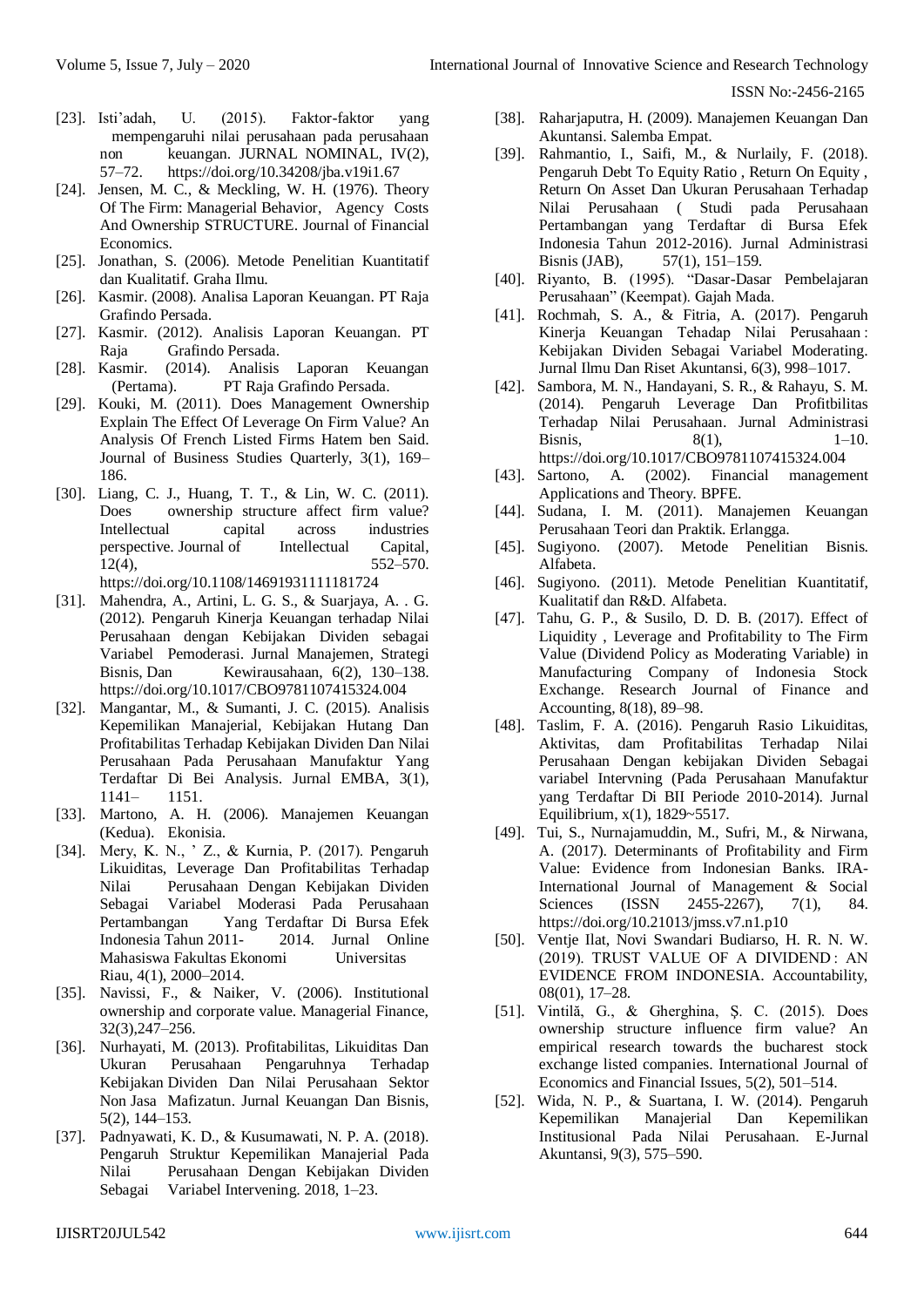[23]. Isti'adah, U. (2015). Faktor-faktor yang mempengaruhi nilai perusahaan pada perusahaan non keuangan. JURNAL NOMINAL, IV(2), 57–72. https://doi.org/10.34208/jba.v19i1.67

[24]. Jensen, M. C., & Meckling, W. H. (1976). Theory Of The Firm: Managerial Behavior, Agency Costs And Ownership STRUCTURE. Journal of Financial Economics.

[25]. Jonathan, S. (2006). Metode Penelitian Kuantitatif dan Kualitatif. Graha Ilmu.

[26]. Kasmir. (2008). Analisa Laporan Keuangan. PT Raja Grafindo Persada.

[27]. Kasmir. (2012). Analisis Laporan Keuangan. PT Raja Grafindo Persada.

[28]. Kasmir. (2014). Analisis Laporan Keuangan (Pertama). PT Raja Grafindo Persada.

[29]. Kouki, M. (2011). Does Management Ownership Explain The Effect Of Leverage On Firm Value? An Analysis Of French Listed Firms Hatem ben Said. Journal of Business Studies Quarterly, 3(1), 169–186.

[30]. Liang, C. J., Huang, T. T., & Lin, W. C. (2011). Does ownership structure affect firm value? Intellectual capital across industries perspective. Journal of Intellectual Capital, 12(4), 552–570. https://doi.org/10.1108/14691931111181724

[31]. Mahendra, A., Artini, L. G. S., & Suarjaya, A. . G. (2012). Pengaruh Kinerja Keuangan terhadap Nilai Perusahaan dengan Kebijakan Dividen sebagai Variabel Pemoderasi. Jurnal Manajemen, Strategi Bisnis, Dan Kewirausahaan, 6(2), 130–138. https://doi.org/10.1017/CBO9781107415324.004

[32]. Mangantar, M., & Sumanti, J. C. (2015). Analisis Kepemilikan Manajerial, Kebijakan Hutang Dan Profitabilitas Terhadap Kebijakan Dividen Dan Nilai Perusahaan Pada Perusahaan Manufaktur Yang Terdaftar Di Bei Analysis. Jurnal EMBA, 3(1), 1141– 1151.

[33]. Martono, A. H. (2006). Manajemen Keuangan (Kedua). Ekonisia.

[34]. Mery, K. N., ' Z., & Kurnia, P. (2017). Pengaruh Likuiditas, Leverage Dan Profitabilitas Terhadap Nilai Perusahaan Dengan Kebijakan Dividen Sebagai Variabel Moderasi Pada Perusahaan Pertambangan Yang Terdaftar Di Bursa Efek Indonesia Tahun 2011- 2014. Jurnal Online Mahasiswa Fakultas Ekonomi Universitas Riau, 4(1), 2000–2014.

[35]. Navissi, F., & Naiker, V. (2006). Institutional ownership and corporate value. Managerial Finance, 32(3),247–256.

[36]. Nurhayati, M. (2013). Profitabilitas, Likuiditas Dan Ukuran Perusahaan Pengaruhnya Terhadap Kebijakan Dividen Dan Nilai Perusahaan Sektor Non Jasa Mafizatun. Jurnal Keuangan Dan Bisnis, 5(2), 144–153.

[37]. Padnyawati, K. D., & Kusumawati, N. P. A. (2018). Pengaruh Struktur Kepemilikan Manajerial Pada Nilai Perusahaan Dengan Kebijakan Dividen Sebagai Variabel Intervening. 2018, 1–23.

[38]. Raharjaputra, H. (2009). Manajemen Keuangan Dan Akuntansi. Salemba Empat.

[39]. Rahmantio, I., Saifi, M., & Nurlaily, F. (2018). Pengaruh Debt To Equity Ratio , Return On Equity , Return On Asset Dan Ukuran Perusahaan Terhadap Nilai Perusahaan ( Studi pada Perusahaan Pertambangan yang Terdaftar di Bursa Efek Indonesia Tahun 2012-2016). Jurnal Administrasi Bisnis (JAB), 57(1), 151–159.

[40]. Riyanto, B. (1995). "Dasar-Dasar Pembelajaran Perusahaan" (Keempat). Gajah Mada.

[41]. Rochmah, S. A., & Fitria, A. (2017). Pengaruh Kinerja Keuangan Tehadap Nilai Perusahaan : Kebijakan Dividen Sebagai Variabel Moderating. Jurnal Ilmu Dan Riset Akuntansi, 6(3), 998–1017.

[42]. Sambora, M. N., Handayani, S. R., & Rahayu, S. M. (2014). Pengaruh Leverage Dan Profitbilitas Terhadap Nilai Perusahaan. Jurnal Administrasi Bisnis, 8(1), 1–10. https://doi.org/10.1017/CBO9781107415324.004

[43]. Sartono, A. (2002). Financial management Applications and Theory. BPFE.

[44]. Sudana, I. M. (2011). Manajemen Keuangan Perusahaan Teori dan Praktik. Erlangga.

[45]. Sugiyono. (2007). Metode Penelitian Bisnis. Alfabeta.

[46]. Sugiyono. (2011). Metode Penelitian Kuantitatif, Kualitatif dan R&D. Alfabeta.

[47]. Tahu, G. P., & Susilo, D. D. B. (2017). Effect of Liquidity , Leverage and Profitability to The Firm Value (Dividend Policy as Moderating Variable) in Manufacturing Company of Indonesia Stock Exchange. Research Journal of Finance and Accounting, 8(18), 89–98.

[48]. Taslim, F. A. (2016). Pengaruh Rasio Likuiditas, Aktivitas, dam Profitabilitas Terhadap Nilai Perusahaan Dengan kebijakan Dividen Sebagai variabel Intervning (Pada Perusahaan Manufaktur yang Terdaftar Di BII Periode 2010-2014). Jurnal Equilibrium, x(1), 1829~5517.

[49]. Tui, S., Nurnajamuddin, M., Sufri, M., & Nirwana, A. (2017). Determinants of Profitability and Firm Value: Evidence from Indonesian Banks. IRA-International Journal of Management & Social Sciences (ISSN 2455-2267), 7(1), 84. https://doi.org/10.21013/jmss.v7.n1.p10

[50]. Ventje Ilat, Novi Swandari Budiarso, H. R. N. W. (2019). TRUST VALUE OF A DIVIDEND : AN EVIDENCE FROM INDONESIA. Accountability, 08(01), 17–28.

[51]. Vintilă, G., & Gherghina, Ş. C. (2015). Does ownership structure influence firm value? An empirical research towards the bucharest stock exchange listed companies. International Journal of Economics and Financial Issues, 5(2), 501–514.

[52]. Wida, N. P., & Suartana, I. W. (2014). Pengaruh Kepemilikan Manajerial Dan Kepemilikan Institusional Pada Nilai Perusahaan. E-Jurnal Akuntansi, 9(3), 575–590.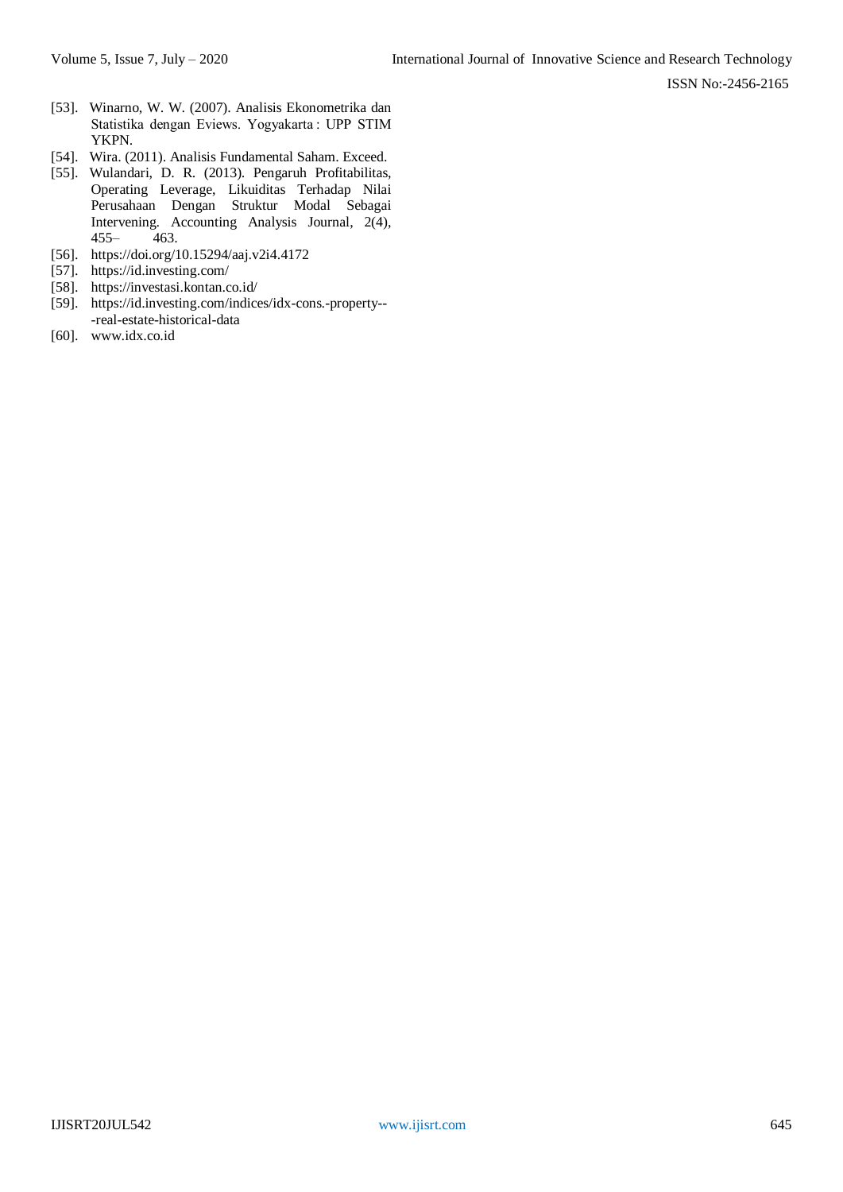[53]. Winarno, W. W. (2007). Analisis Ekonometrika dan Statistika dengan Eviews. Yogyakarta : UPP STIM YKPN.

[54]. Wira. (2011). Analisis Fundamental Saham. Exceed.

[55]. Wulandari, D. R. (2013). Pengaruh Profitabilitas, Operating Leverage, Likuiditas Terhadap Nilai Perusahaan Dengan Struktur Modal Sebagai Intervening. Accounting Analysis Journal, 2(4), 455– 463.

[56]. https://doi.org/10.15294/aaj.v2i4.4172

[57]. https://id.investing.com/

[58]. https://investasi.kontan.co.id/

[59]. https://id.investing.com/indices/idx-cons.-property---real-estate-historical-data

[60]. www.idx.co.id